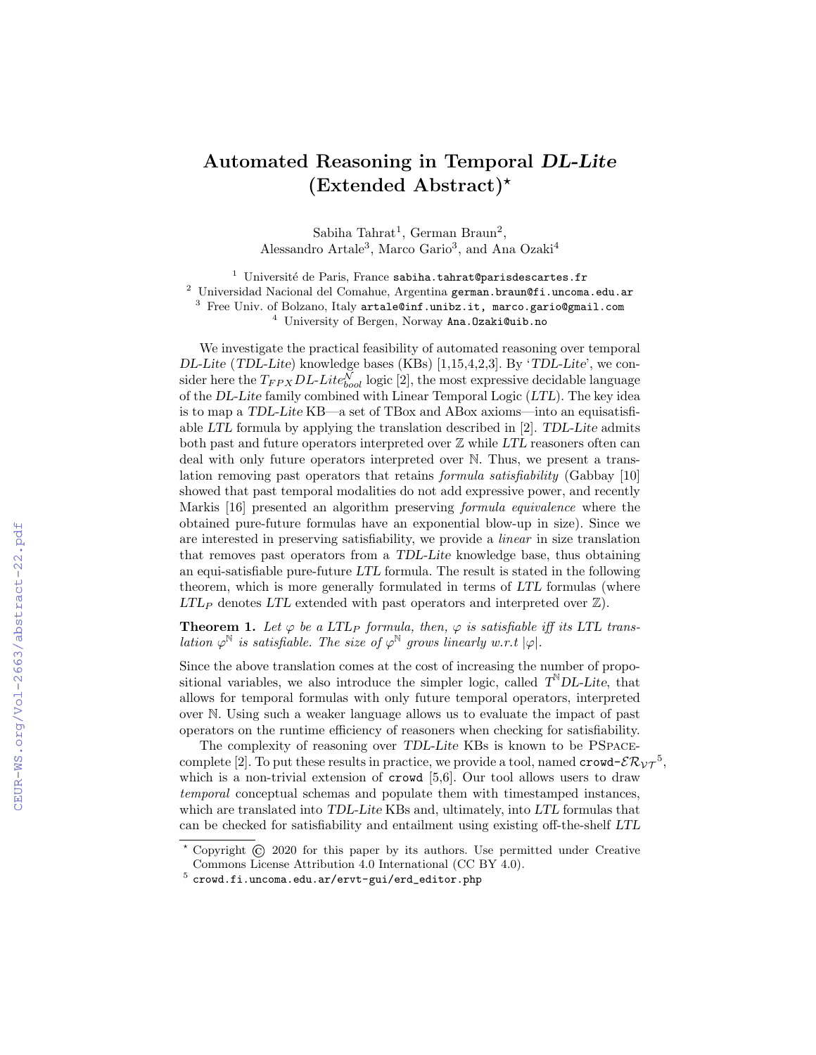# Automated Reasoning in Temporal *DL-Lite* (Extended Abstract)*

Sabiha Tahrat[1], German Braun[2], Alessandro Artale[3], Marco Gario[3], and Ana Ozaki[4]

[1] Université de Paris, France sabiha.tahrat@parisdescartes.fr
[2] Universidad Nacional del Comahue, Argentina german.braun@fi.uncoma.edu.ar
[3] Free Univ. of Bolzano, Italy artale@inf.unibz.it, marco.gario@gmail.com
[4] University of Bergen, Norway Ana.Ozaki@uib.no

We investigate the practical feasibility of automated reasoning over temporal *DL-Lite* (*TDL-Lite*) knowledge bases (KBs) [1,15,4,2,3]. By '*TDL-Lite*', we consider here the $T_{FPX}$*DL-Lite*$^{\mathcal{N}}_{bool}$ logic [2], the most expressive decidable language of the *DL-Lite* family combined with Linear Temporal Logic (*LTL*). The key idea is to map a *TDL-Lite* KB—a set of TBox and ABox axioms—into an equisatisfiable *LTL* formula by applying the translation described in [2]. *TDL-Lite* admits both past and future operators interpreted over $\mathbb{Z}$ while *LTL* reasoners often can deal with only future operators interpreted over $\mathbb{N}$. Thus, we present a translation removing past operators that retains *formula satisfiability* (Gabbay [10] showed that past temporal modalities do not add expressive power, and recently Markis [16] presented an algorithm preserving *formula equivalence* where the obtained pure-future formulas have an exponential blow-up in size). Since we are interested in preserving satisfiability, we provide a *linear* in size translation that removes past operators from a *TDL-Lite* knowledge base, thus obtaining an equi-satisfiable pure-future *LTL* formula. The result is stated in the following theorem, which is more generally formulated in terms of *LTL* formulas (where $LTL_P$ denotes *LTL* extended with past operators and interpreted over $\mathbb{Z}$).

**Theorem 1.** *Let $\varphi$ be a $LTL_P$ formula, then, $\varphi$ is satisfiable iff its LTL translation $\varphi^{\mathbb{N}}$ is satisfiable. The size of $\varphi^{\mathbb{N}}$ grows linearly w.r.t $|\varphi|$.*

Since the above translation comes at the cost of increasing the number of propositional variables, we also introduce the simpler logic, called $T^{\mathbb{N}}$*DL-Lite*, that allows for temporal formulas with only future temporal operators, interpreted over $\mathbb{N}$. Using such a weaker language allows us to evaluate the impact of past operators on the runtime efficiency of reasoners when checking for satisfiability.

The complexity of reasoning over *TDL-Lite* KBs is known to be PSPACE-complete [2]. To put these results in practice, we provide a tool, named `crowd-`$\mathcal{ER}_{\mathcal{VT}}$[5], which is a non-trivial extension of `crowd` [5,6]. Our tool allows users to draw *temporal* conceptual schemas and populate them with timestamped instances, which are translated into *TDL-Lite* KBs and, ultimately, into *LTL* formulas that can be checked for satisfiability and entailment using existing off-the-shelf *LTL*

---

* Copyright © 2020 for this paper by its authors. Use permitted under Creative Commons License Attribution 4.0 International (CC BY 4.0).

[5] `crowd.fi.uncoma.edu.ar/ervt-gui/erd_editor.php`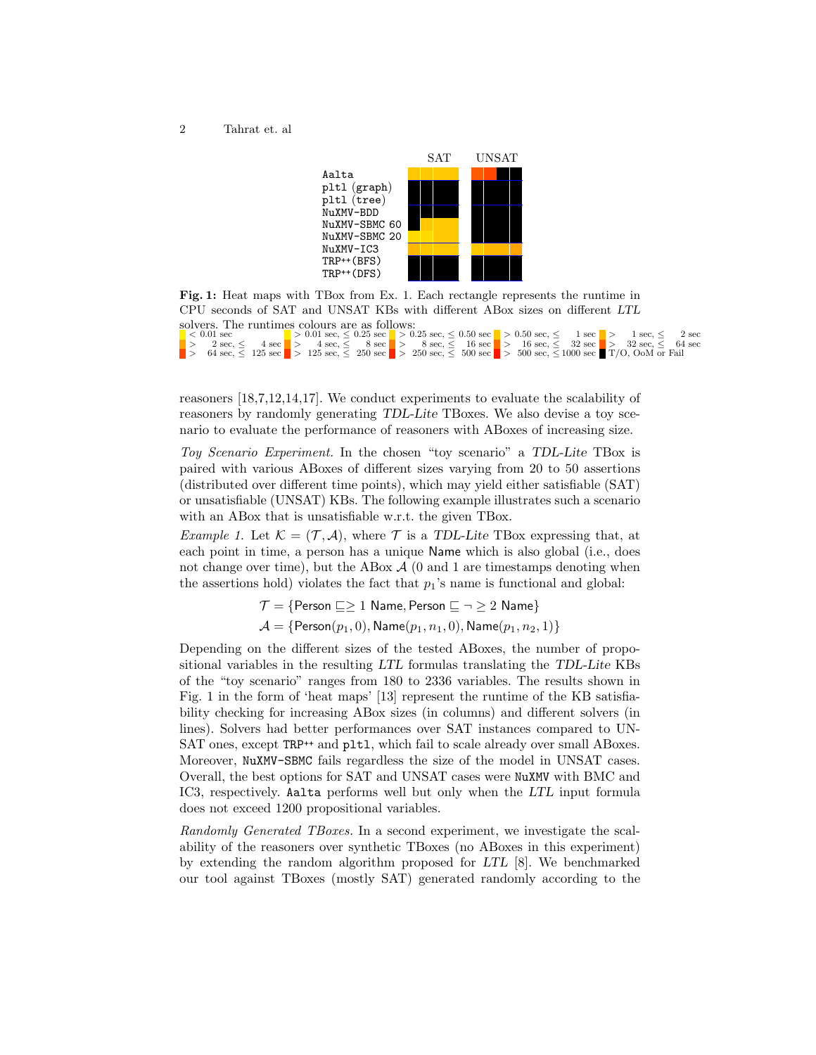SAT UNSAT

Aalta
pltl (graph)
pltl (tree)
NuXMV-BDD
NuXMV-SBMC 60
NuXMV-SBMC 20
NuXMV-IC3
TRP++(BFS)
TRP++(DFS)

**Fig. 1:** Heat maps with TBox from Ex. 1. Each rectangle represents the runtime in CPU seconds of SAT and UNSAT KBs with different ABox sizes on different *LTL* solvers. The runtimes colours are as follows:
< 0.01 sec; > 0.01 sec, ≤ 0.25 sec; > 0.25 sec, ≤ 0.50 sec; > 0.50 sec, ≤ 1 sec; > 1 sec, ≤ 2 sec; > 2 sec, ≤ 4 sec; > 4 sec, ≤ 8 sec; > 8 sec, ≤ 16 sec; > 16 sec, ≤ 32 sec; > 32 sec, ≤ 64 sec; > 64 sec, ≤ 125 sec; > 125 sec, ≤ 250 sec; > 250 sec, ≤ 500 sec; > 500 sec, ≤ 1000 sec; T/O, OoM or Fail

reasoners [18,7,12,14,17]. We conduct experiments to evaluate the scalability of reasoners by randomly generating *TDL-Lite* TBoxes. We also devise a toy scenario to evaluate the performance of reasoners with ABoxes of increasing size.

*Toy Scenario Experiment.* In the chosen "toy scenario" a *TDL-Lite* TBox is paired with various ABoxes of different sizes varying from 20 to 50 assertions (distributed over different time points), which may yield either satisfiable (SAT) or unsatisfiable (UNSAT) KBs. The following example illustrates such a scenario with an ABox that is unsatisfiable w.r.t. the given TBox.

*Example 1.* Let $\mathcal{K} = (\mathcal{T}, \mathcal{A})$, where $\mathcal{T}$ is a *TDL-Lite* TBox expressing that, at each point in time, a person has a unique Name which is also global (i.e., does not change over time), but the ABox $\mathcal{A}$ (0 and 1 are timestamps denoting when the assertions hold) violates the fact that $p_1$'s name is functional and global:

$$\mathcal{T} = \{\mathsf{Person} \sqsubseteq \geq 1\ \mathsf{Name}, \mathsf{Person} \sqsubseteq \neg \geq 2\ \mathsf{Name}\}$$
$$\mathcal{A} = \{\mathsf{Person}(p_1, 0), \mathsf{Name}(p_1, n_1, 0), \mathsf{Name}(p_1, n_2, 1)\}$$

Depending on the different sizes of the tested ABoxes, the number of propositional variables in the resulting *LTL* formulas translating the *TDL-Lite* KBs of the "toy scenario" ranges from 180 to 2336 variables. The results shown in Fig. 1 in the form of 'heat maps' [13] represent the runtime of the KB satisfiability checking for increasing ABox sizes (in columns) and different solvers (in lines). Solvers had better performances over SAT instances compared to UNSAT ones, except TRP++ and pltl, which fail to scale already over small ABoxes. Moreover, NuXMV-SBMC fails regardless the size of the model in UNSAT cases. Overall, the best options for SAT and UNSAT cases were NuXMV with BMC and IC3, respectively. Aalta performs well but only when the *LTL* input formula does not exceed 1200 propositional variables.

*Randomly Generated TBoxes.* In a second experiment, we investigate the scalability of the reasoners over synthetic TBoxes (no ABoxes in this experiment) by extending the random algorithm proposed for *LTL* [8]. We benchmarked our tool against TBoxes (mostly SAT) generated randomly according to the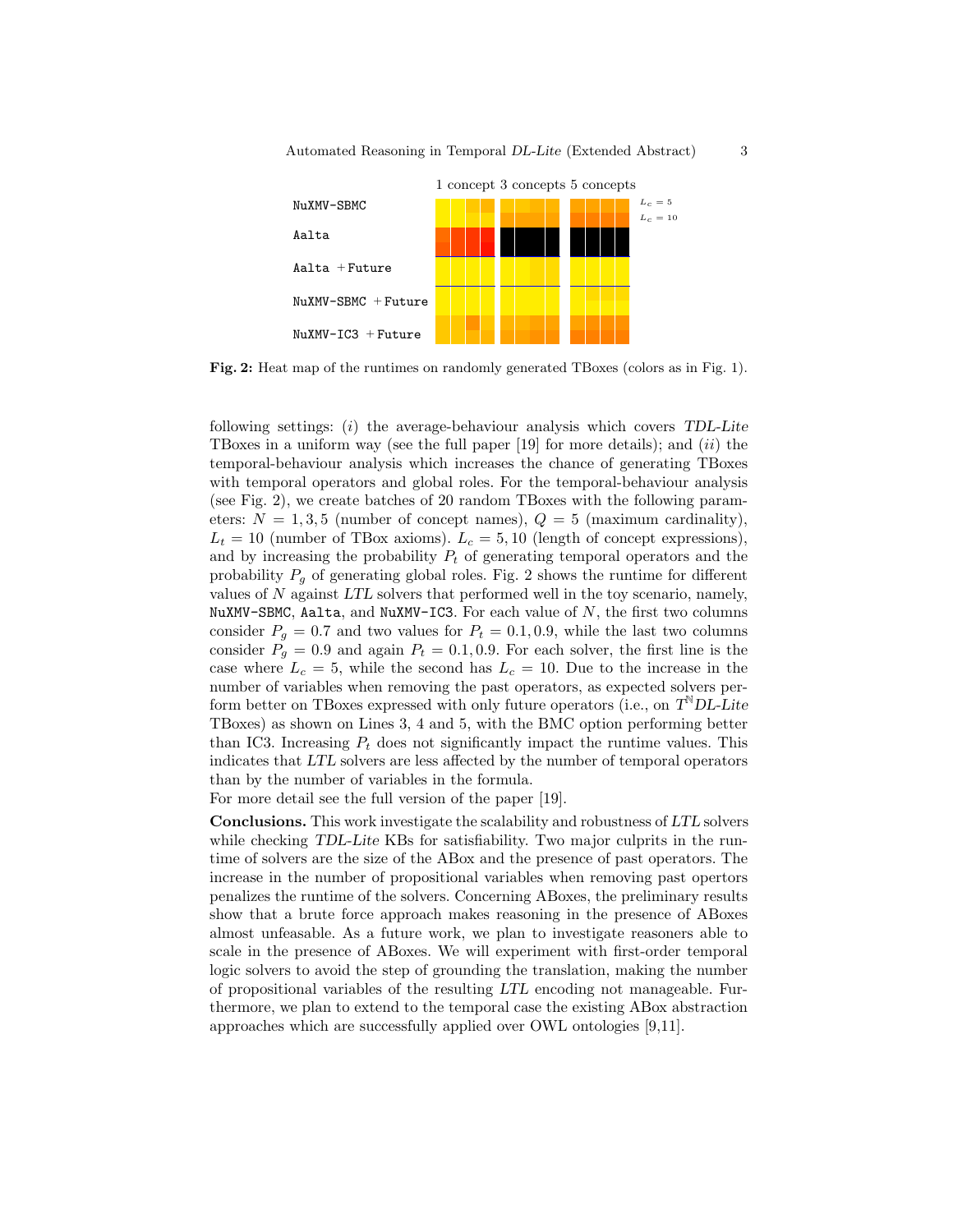Fig. 2: Heat map of the runtimes on randomly generated TBoxes (colors as in Fig. 1).

following settings: (*i*) the average-behaviour analysis which covers *TDL-Lite* TBoxes in a uniform way (see the full paper [19] for more details); and (*ii*) the temporal-behaviour analysis which increases the chance of generating TBoxes with temporal operators and global roles. For the temporal-behaviour analysis (see Fig. 2), we create batches of 20 random TBoxes with the following parameters: $N = 1, 3, 5$ (number of concept names), $Q = 5$ (maximum cardinality), $L_t = 10$ (number of TBox axioms). $L_c = 5, 10$ (length of concept expressions), and by increasing the probability $P_t$ of generating temporal operators and the probability $P_g$ of generating global roles. Fig. 2 shows the runtime for different values of $N$ against *LTL* solvers that performed well in the toy scenario, namely, `NuXMV-SBMC`, `Aalta`, and `NuXMV-IC3`. For each value of $N$, the first two columns consider $P_g = 0.7$ and two values for $P_t = 0.1, 0.9$, while the last two columns consider $P_g = 0.9$ and again $P_t = 0.1, 0.9$. For each solver, the first line is the case where $L_c = 5$, while the second has $L_c = 10$. Due to the increase in the number of variables when removing the past operators, as expected solvers perform better on TBoxes expressed with only future operators (i.e., on $T^{\mathbb{N}}$*DL-Lite* TBoxes) as shown on Lines 3, 4 and 5, with the BMC option performing better than IC3. Increasing $P_t$ does not significantly impact the runtime values. This indicates that *LTL* solvers are less affected by the number of temporal operators than by the number of variables in the formula.

For more detail see the full version of the paper [19].

**Conclusions.** This work investigate the scalability and robustness of *LTL* solvers while checking *TDL-Lite* KBs for satisfiability. Two major culprits in the runtime of solvers are the size of the ABox and the presence of past operators. The increase in the number of propositional variables when removing past opertors penalizes the runtime of the solvers. Concerning ABoxes, the preliminary results show that a brute force approach makes reasoning in the presence of ABoxes almost unfeasable. As a future work, we plan to investigate reasoners able to scale in the presence of ABoxes. We will experiment with first-order temporal logic solvers to avoid the step of grounding the translation, making the number of propositional variables of the resulting *LTL* encoding not manageable. Furthermore, we plan to extend to the temporal case the existing ABox abstraction approaches which are successfully applied over OWL ontologies [9,11].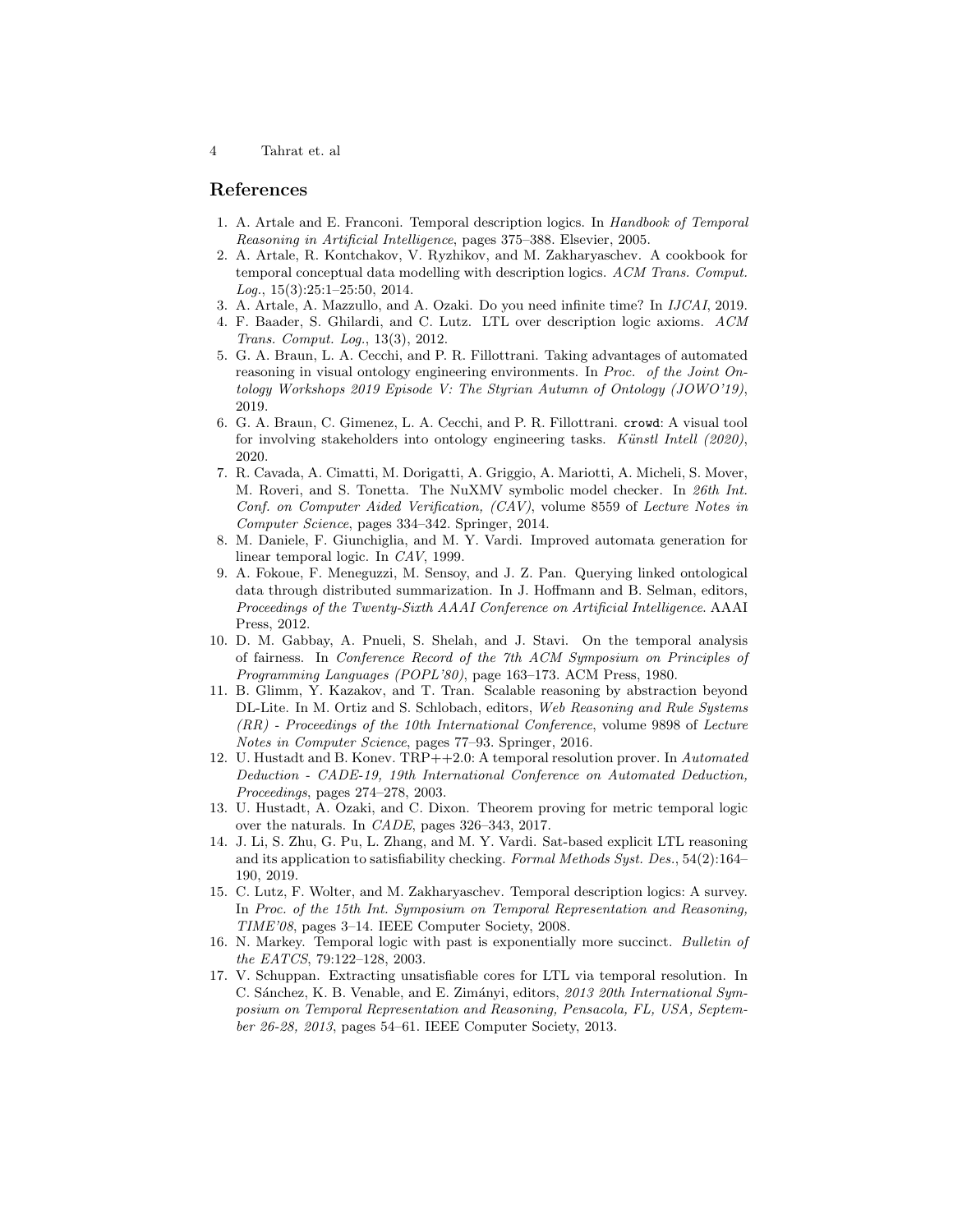## References

1. A. Artale and E. Franconi. Temporal description logics. In *Handbook of Temporal Reasoning in Artificial Intelligence*, pages 375–388. Elsevier, 2005.
2. A. Artale, R. Kontchakov, V. Ryzhikov, and M. Zakharyaschev. A cookbook for temporal conceptual data modelling with description logics. *ACM Trans. Comput. Log.*, 15(3):25:1–25:50, 2014.
3. A. Artale, A. Mazzullo, and A. Ozaki. Do you need infinite time? In *IJCAI*, 2019.
4. F. Baader, S. Ghilardi, and C. Lutz. LTL over description logic axioms. *ACM Trans. Comput. Log.*, 13(3), 2012.
5. G. A. Braun, L. A. Cecchi, and P. R. Fillottrani. Taking advantages of automated reasoning in visual ontology engineering environments. In *Proc. of the Joint Ontology Workshops 2019 Episode V: The Styrian Autumn of Ontology (JOWO'19)*, 2019.
6. G. A. Braun, C. Gimenez, L. A. Cecchi, and P. R. Fillottrani. `crowd`: A visual tool for involving stakeholders into ontology engineering tasks. *Künstl Intell (2020)*, 2020.
7. R. Cavada, A. Cimatti, M. Dorigatti, A. Griggio, A. Mariotti, A. Micheli, S. Mover, M. Roveri, and S. Tonetta. The NuXMV symbolic model checker. In *26th Int. Conf. on Computer Aided Verification, (CAV)*, volume 8559 of *Lecture Notes in Computer Science*, pages 334–342. Springer, 2014.
8. M. Daniele, F. Giunchiglia, and M. Y. Vardi. Improved automata generation for linear temporal logic. In *CAV*, 1999.
9. A. Fokoue, F. Meneguzzi, M. Sensoy, and J. Z. Pan. Querying linked ontological data through distributed summarization. In J. Hoffmann and B. Selman, editors, *Proceedings of the Twenty-Sixth AAAI Conference on Artificial Intelligence*. AAAI Press, 2012.
10. D. M. Gabbay, A. Pnueli, S. Shelah, and J. Stavi. On the temporal analysis of fairness. In *Conference Record of the 7th ACM Symposium on Principles of Programming Languages (POPL'80)*, page 163–173. ACM Press, 1980.
11. B. Glimm, Y. Kazakov, and T. Tran. Scalable reasoning by abstraction beyond DL-Lite. In M. Ortiz and S. Schlobach, editors, *Web Reasoning and Rule Systems (RR) - Proceedings of the 10th International Conference*, volume 9898 of *Lecture Notes in Computer Science*, pages 77–93. Springer, 2016.
12. U. Hustadt and B. Konev. TRP++2.0: A temporal resolution prover. In *Automated Deduction - CADE-19, 19th International Conference on Automated Deduction, Proceedings*, pages 274–278, 2003.
13. U. Hustadt, A. Ozaki, and C. Dixon. Theorem proving for metric temporal logic over the naturals. In *CADE*, pages 326–343, 2017.
14. J. Li, S. Zhu, G. Pu, L. Zhang, and M. Y. Vardi. Sat-based explicit LTL reasoning and its application to satisfiability checking. *Formal Methods Syst. Des.*, 54(2):164–190, 2019.
15. C. Lutz, F. Wolter, and M. Zakharyaschev. Temporal description logics: A survey. In *Proc. of the 15th Int. Symposium on Temporal Representation and Reasoning, TIME'08*, pages 3–14. IEEE Computer Society, 2008.
16. N. Markey. Temporal logic with past is exponentially more succinct. *Bulletin of the EATCS*, 79:122–128, 2003.
17. V. Schuppan. Extracting unsatisfiable cores for LTL via temporal resolution. In C. Sánchez, K. B. Venable, and E. Zimányi, editors, *2013 20th International Symposium on Temporal Representation and Reasoning, Pensacola, FL, USA, September 26-28, 2013*, pages 54–61. IEEE Computer Society, 2013.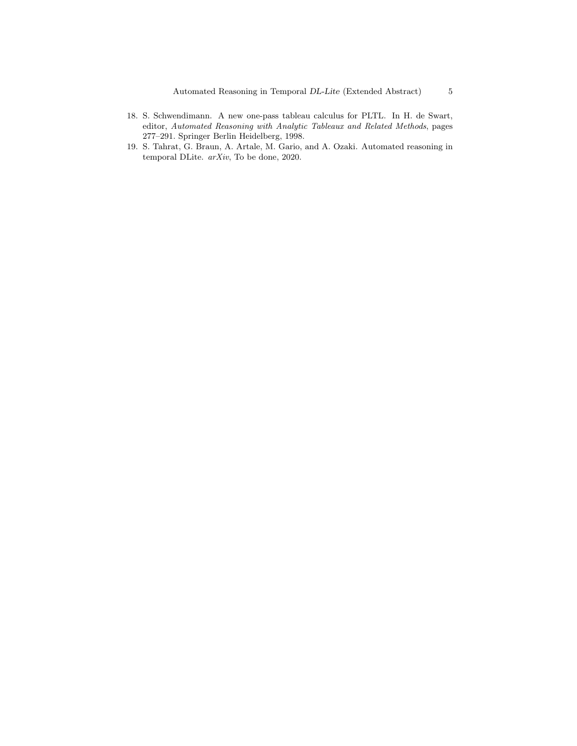18. S. Schwendimann. A new one-pass tableau calculus for PLTL. In H. de Swart, editor, *Automated Reasoning with Analytic Tableaux and Related Methods*, pages 277–291. Springer Berlin Heidelberg, 1998.
19. S. Tahrat, G. Braun, A. Artale, M. Gario, and A. Ozaki. Automated reasoning in temporal DLite. *arXiv*, To be done, 2020.